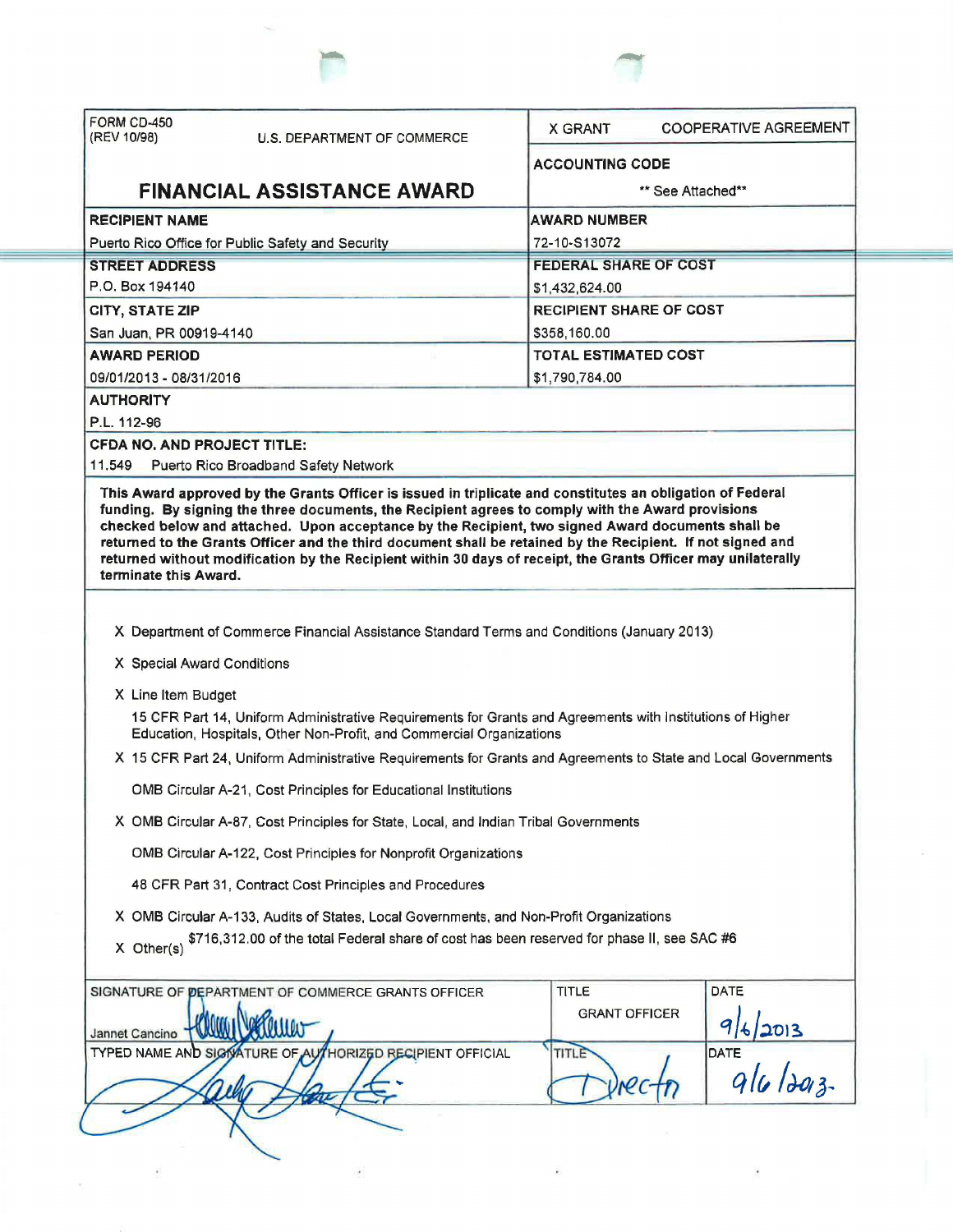| FORM CD-450 (REV 10/98) U.S. DEPARTMENT OF COMMERCE | X GRANT COOPERATIVE AGREEMENT |
|---|---|
| **FINANCIAL ASSISTANCE AWARD** | **ACCOUNTING CODE** ** See Attached** |
| **RECIPIENT NAME** Puerto Rico Office for Public Safety and Security | **AWARD NUMBER** 72-10-S13072 |
| **STREET ADDRESS** P.O. Box 194140 | **FEDERAL SHARE OF COST** $1,432,624.00 |
| **CITY, STATE ZIP** San Juan, PR 00919-4140 | **RECIPIENT SHARE OF COST** $358,160.00 |
| **AWARD PERIOD** 09/01/2013 - 08/31/2016 | **TOTAL ESTIMATED COST** $1,790,784.00 |

**AUTHORITY**

P.L. 112-96

**CFDA NO. AND PROJECT TITLE:**

11.549 Puerto Rico Broadband Safety Network

**This Award approved by the Grants Officer is issued in triplicate and constitutes an obligation of Federal funding. By signing the three documents, the Recipient agrees to comply with the Award provisions checked below and attached. Upon acceptance by the Recipient, two signed Award documents shall be returned to the Grants Officer and the third document shall be retained by the Recipient. If not signed and returned without modification by the Recipient within 30 days of receipt, the Grants Officer may unilaterally terminate this Award.**

- X Department of Commerce Financial Assistance Standard Terms and Conditions (January 2013)
- X Special Award Conditions
- X Line Item Budget
- 15 CFR Part 14, Uniform Administrative Requirements for Grants and Agreements with Institutions of Higher Education, Hospitals, Other Non-Profit, and Commercial Organizations
- X 15 CFR Part 24, Uniform Administrative Requirements for Grants and Agreements to State and Local Governments
- OMB Circular A-21, Cost Principles for Educational Institutions
- X OMB Circular A-87, Cost Principles for State, Local, and Indian Tribal Governments
- OMB Circular A-122, Cost Principles for Nonprofit Organizations
- 48 CFR Part 31, Contract Cost Principles and Procedures
- X OMB Circular A-133, Audits of States, Local Governments, and Non-Profit Organizations
- X Other(s) $716,312.00 of the total Federal share of cost has been reserved for phase II, see SAC #6

| SIGNATURE OF DEPARTMENT OF COMMERCE GRANTS OFFICER | TITLE | DATE |
|---|---|---|
| Jannet Cancino [signature] | GRANT OFFICER | 9/6/2013 |
| **TYPED NAME AND SIGNATURE OF AUTHORIZED RECIPIENT OFFICIAL** | **TITLE** | **DATE** |
| [signature] | Director | 9/6/2013 |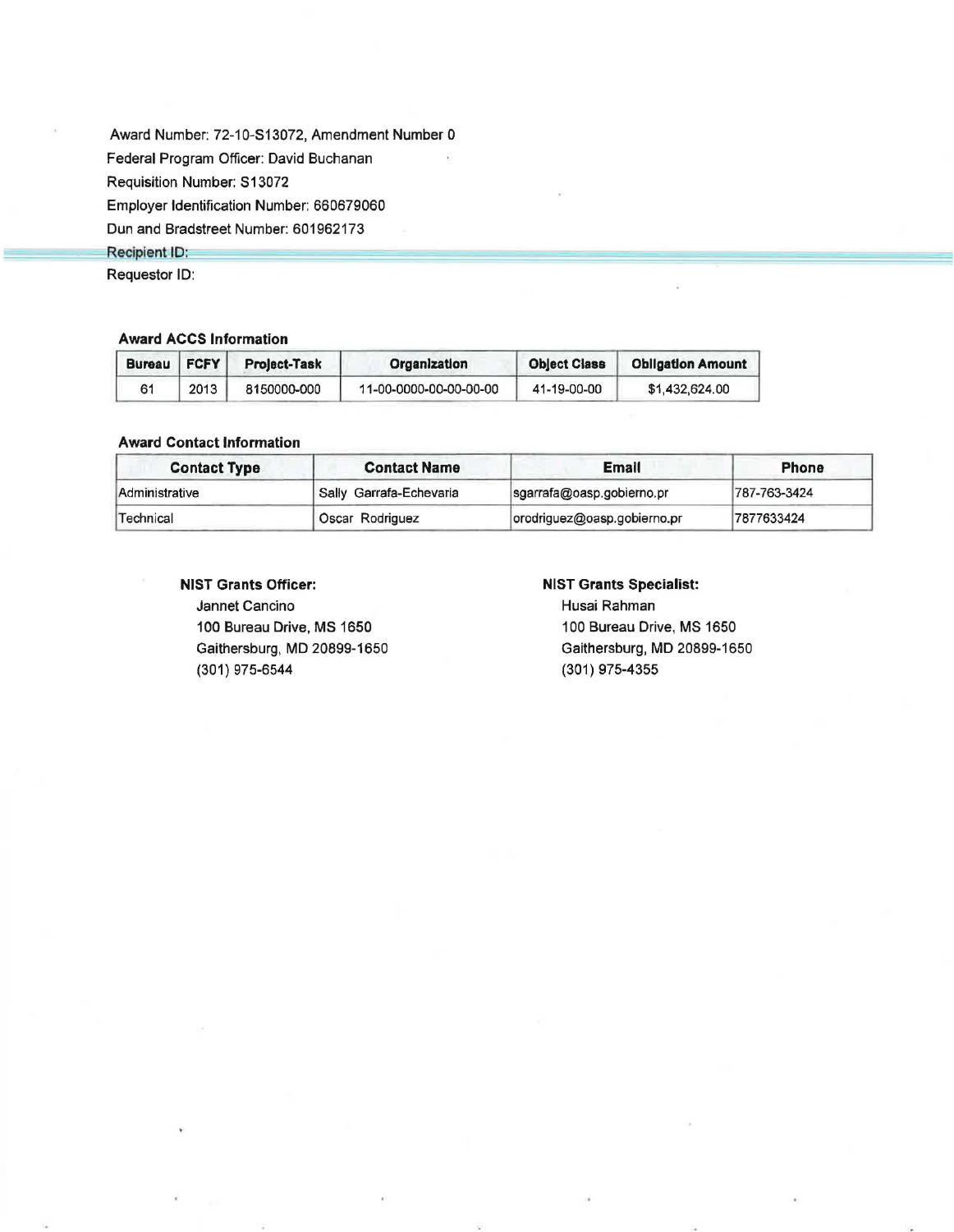Award Number: 72-10-S13072, Amendment Number 0

Federal Program Officer: David Buchanan

Requisition Number: S13072

Employer Identification Number: 660679060

Dun and Bradstreet Number: 601962173

Recipient ID:

Requestor ID:

### Award ACCS Information

| Bureau | FCFY | Project-Task | Organization | Object Class | Obligation Amount |
|---|---|---|---|---|---|
| 61 | 2013 | 8150000-000 | 11-00-0000-00-00-00-00 | 41-19-00-00 | $1,432,624.00 |

### Award Contact Information

| Contact Type | Contact Name | Email | Phone |
|---|---|---|---|
| Administrative | Sally Garrafa-Echevaria | sgarrafa@oasp.gobierno.pr | 787-763-3424 |
| Technical | Oscar Rodriguez | orodriguez@oasp.gobierno.pr | 7877633424 |

**NIST Grants Officer:**

Jannet Cancino
100 Bureau Drive, MS 1650
Gaithersburg, MD 20899-1650
(301) 975-6544

**NIST Grants Specialist:**

Husai Rahman
100 Bureau Drive, MS 1650
Gaithersburg, MD 20899-1650
(301) 975-4355